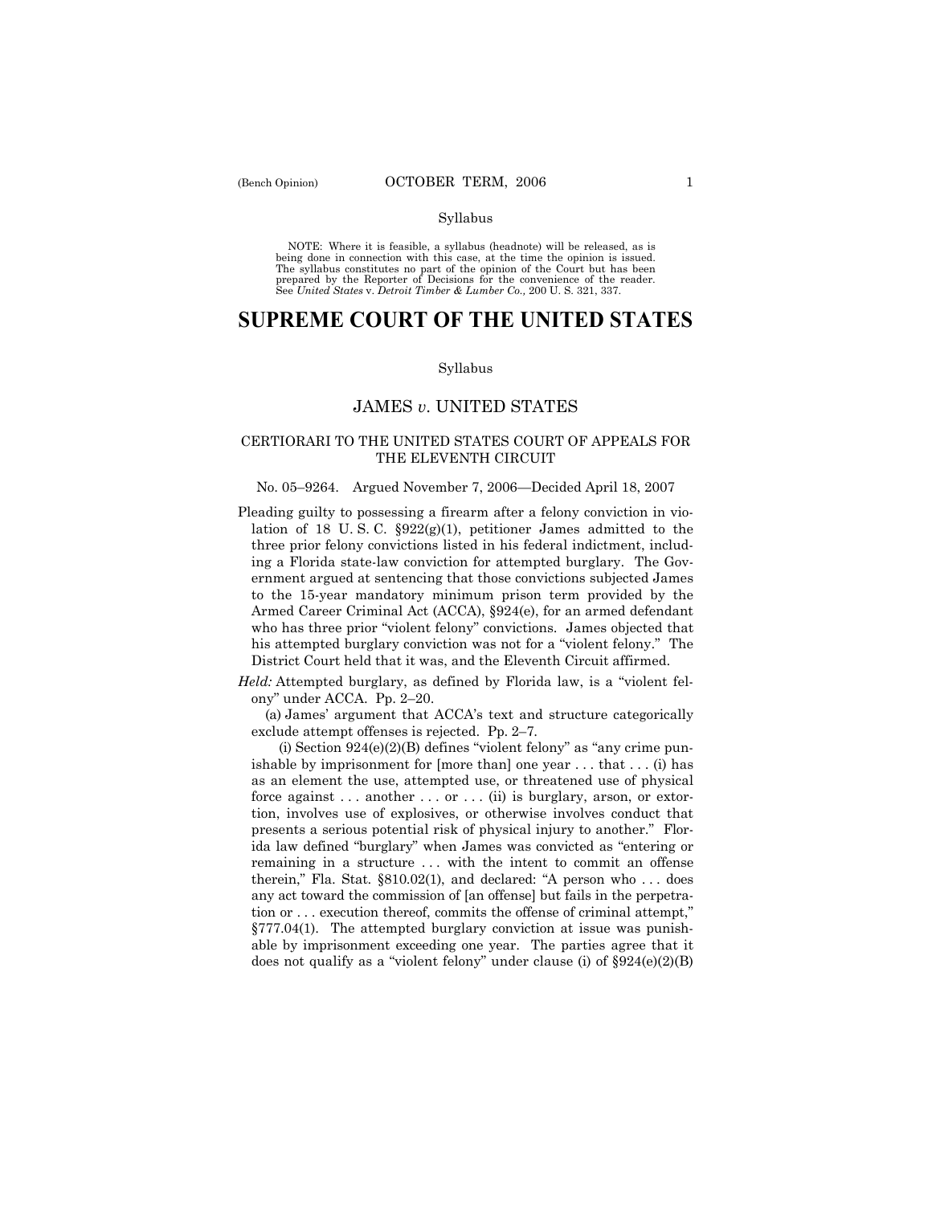NOTE: Where it is feasible, a syllabus (headnote) will be released, as is being done in connection with this case, at the time the opinion is issued. The syllabus constitutes no part of the opinion of the Court but has been prepared by the Reporter of Decisions for the convenience of the reader. See *United States* v. *Detroit Timber & Lumber Co.,* 200 U. S. 321, 337.

# SUPREME COURT OF THE UNITED STATES

Syllabus

## JAMES *v.* UNITED STATES

### CERTIORARI TO THE UNITED STATES COURT OF APPEALS FOR THE ELEVENTH CIRCUIT

No. 05–9264. Argued November 7, 2006—Decided April 18, 2007

Pleading guilty to possessing a firearm after a felony conviction in violation of 18 U. S. C. §922(g)(1), petitioner James admitted to the three prior felony convictions listed in his federal indictment, including a Florida state-law conviction for attempted burglary. The Government argued at sentencing that those convictions subjected James to the 15-year mandatory minimum prison term provided by the Armed Career Criminal Act (ACCA), §924(e), for an armed defendant who has three prior "violent felony" convictions. James objected that his attempted burglary conviction was not for a "violent felony." The District Court held that it was, and the Eleventh Circuit affirmed.

*Held:* Attempted burglary, as defined by Florida law, is a "violent felony" under ACCA. Pp. 2–20.

(a) James' argument that ACCA's text and structure categorically exclude attempt offenses is rejected. Pp. 2–7.

(i) Section 924(e)(2)(B) defines "violent felony" as "any crime punishable by imprisonment for [more than] one year . . . that . . . (i) has as an element the use, attempted use, or threatened use of physical force against . . . another . . . or . . . (ii) is burglary, arson, or extortion, involves use of explosives, or otherwise involves conduct that presents a serious potential risk of physical injury to another." Florida law defined "burglary" when James was convicted as "entering or remaining in a structure . . . with the intent to commit an offense therein," Fla. Stat. §810.02(1), and declared: "A person who . . . does any act toward the commission of [an offense] but fails in the perpetration or . . . execution thereof, commits the offense of criminal attempt," §777.04(1). The attempted burglary conviction at issue was punishable by imprisonment exceeding one year. The parties agree that it does not qualify as a "violent felony" under clause (i) of §924(e)(2)(B)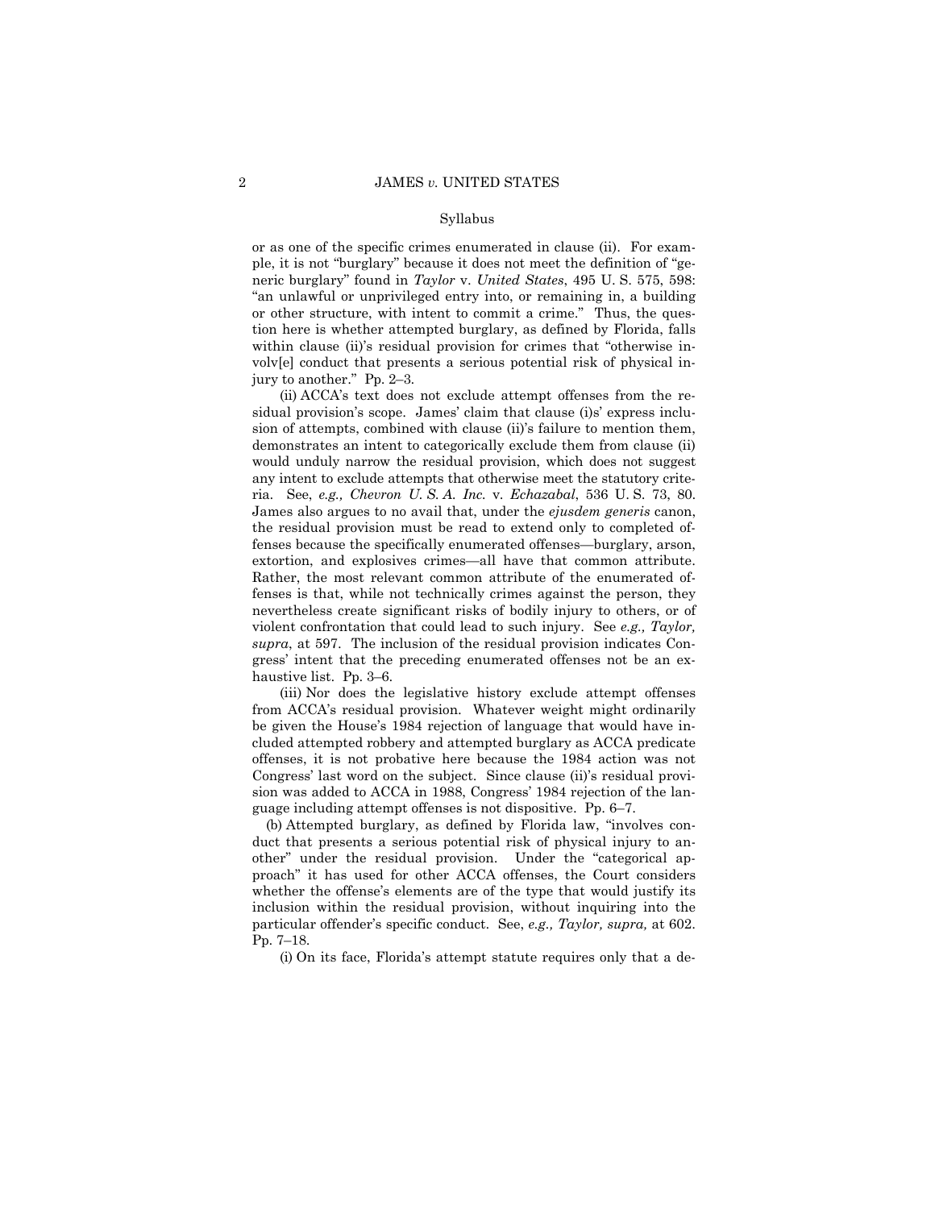Syllabus

or as one of the specific crimes enumerated in clause (ii). For example, it is not "burglary" because it does not meet the definition of "generic burglary" found in *Taylor* v. *United States*, 495 U. S. 575, 598: "an unlawful or unprivileged entry into, or remaining in, a building or other structure, with intent to commit a crime." Thus, the question here is whether attempted burglary, as defined by Florida, falls within clause (ii)'s residual provision for crimes that "otherwise involv[e] conduct that presents a serious potential risk of physical injury to another." Pp. 2–3.

(ii) ACCA's text does not exclude attempt offenses from the residual provision's scope. James' claim that clause (i)s' express inclusion of attempts, combined with clause (ii)'s failure to mention them, demonstrates an intent to categorically exclude them from clause (ii) would unduly narrow the residual provision, which does not suggest any intent to exclude attempts that otherwise meet the statutory criteria. See, *e.g., Chevron U. S. A. Inc.* v. *Echazabal*, 536 U. S. 73, 80. James also argues to no avail that, under the *ejusdem generis* canon, the residual provision must be read to extend only to completed offenses because the specifically enumerated offenses—burglary, arson, extortion, and explosives crimes—all have that common attribute. Rather, the most relevant common attribute of the enumerated offenses is that, while not technically crimes against the person, they nevertheless create significant risks of bodily injury to others, or of violent confrontation that could lead to such injury. See *e.g., Taylor, supra*, at 597. The inclusion of the residual provision indicates Congress' intent that the preceding enumerated offenses not be an exhaustive list. Pp. 3–6.

(iii) Nor does the legislative history exclude attempt offenses from ACCA's residual provision. Whatever weight might ordinarily be given the House's 1984 rejection of language that would have included attempted robbery and attempted burglary as ACCA predicate offenses, it is not probative here because the 1984 action was not Congress' last word on the subject. Since clause (ii)'s residual provision was added to ACCA in 1988, Congress' 1984 rejection of the language including attempt offenses is not dispositive. Pp. 6–7.

(b) Attempted burglary, as defined by Florida law, "involves conduct that presents a serious potential risk of physical injury to another" under the residual provision. Under the "categorical approach" it has used for other ACCA offenses, the Court considers whether the offense's elements are of the type that would justify its inclusion within the residual provision, without inquiring into the particular offender's specific conduct. See, *e.g., Taylor, supra,* at 602. Pp. 7–18.

(i) On its face, Florida's attempt statute requires only that a de-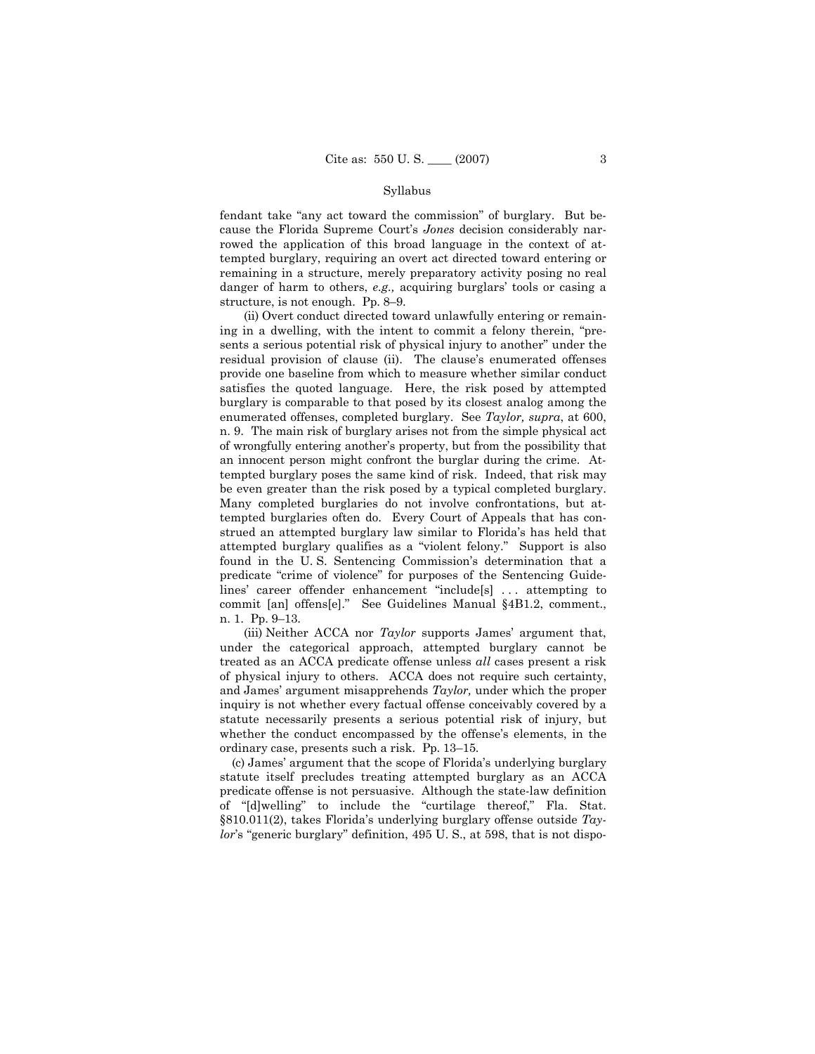fendant take "any act toward the commission" of burglary. But because the Florida Supreme Court's *Jones* decision considerably narrowed the application of this broad language in the context of attempted burglary, requiring an overt act directed toward entering or remaining in a structure, merely preparatory activity posing no real danger of harm to others, *e.g.,* acquiring burglars' tools or casing a structure, is not enough. Pp. 8–9.

(ii) Overt conduct directed toward unlawfully entering or remaining in a dwelling, with the intent to commit a felony therein, "presents a serious potential risk of physical injury to another" under the residual provision of clause (ii). The clause's enumerated offenses provide one baseline from which to measure whether similar conduct satisfies the quoted language. Here, the risk posed by attempted burglary is comparable to that posed by its closest analog among the enumerated offenses, completed burglary. See *Taylor, supra*, at 600, n. 9. The main risk of burglary arises not from the simple physical act of wrongfully entering another's property, but from the possibility that an innocent person might confront the burglar during the crime. Attempted burglary poses the same kind of risk. Indeed, that risk may be even greater than the risk posed by a typical completed burglary. Many completed burglaries do not involve confrontations, but attempted burglaries often do. Every Court of Appeals that has construed an attempted burglary law similar to Florida's has held that attempted burglary qualifies as a "violent felony." Support is also found in the U. S. Sentencing Commission's determination that a predicate "crime of violence" for purposes of the Sentencing Guidelines' career offender enhancement "include[s] . . . attempting to commit [an] offens[e]." See Guidelines Manual §4B1.2, comment., n. 1. Pp. 9–13.

(iii) Neither ACCA nor *Taylor* supports James' argument that, under the categorical approach, attempted burglary cannot be treated as an ACCA predicate offense unless *all* cases present a risk of physical injury to others. ACCA does not require such certainty, and James' argument misapprehends *Taylor,* under which the proper inquiry is not whether every factual offense conceivably covered by a statute necessarily presents a serious potential risk of injury, but whether the conduct encompassed by the offense's elements, in the ordinary case, presents such a risk. Pp. 13–15.

(c) James' argument that the scope of Florida's underlying burglary statute itself precludes treating attempted burglary as an ACCA predicate offense is not persuasive. Although the state-law definition of "[d]welling" to include the "curtilage thereof," Fla. Stat. §810.011(2), takes Florida's underlying burglary offense outside *Taylor*'s "generic burglary" definition, 495 U. S., at 598, that is not dispo-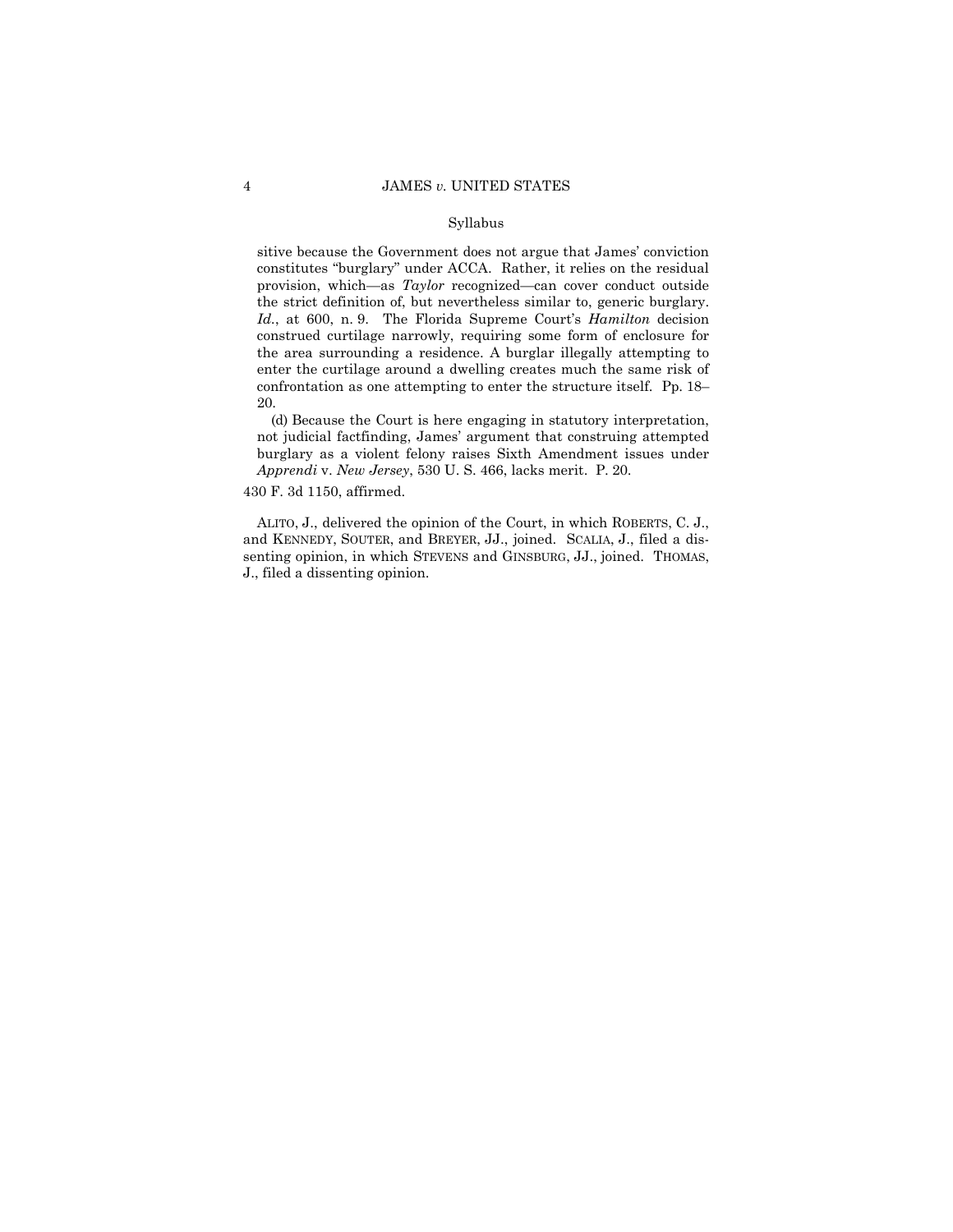sitive because the Government does not argue that James' conviction constitutes "burglary" under ACCA. Rather, it relies on the residual provision, which—as *Taylor* recognized—can cover conduct outside the strict definition of, but nevertheless similar to, generic burglary. *Id.*, at 600, n. 9. The Florida Supreme Court's *Hamilton* decision construed curtilage narrowly, requiring some form of enclosure for the area surrounding a residence. A burglar illegally attempting to enter the curtilage around a dwelling creates much the same risk of confrontation as one attempting to enter the structure itself. Pp. 18–20.

(d) Because the Court is here engaging in statutory interpretation, not judicial factfinding, James' argument that construing attempted burglary as a violent felony raises Sixth Amendment issues under *Apprendi* v. *New Jersey*, 530 U. S. 466, lacks merit. P. 20.

430 F. 3d 1150, affirmed.

ALITO, J., delivered the opinion of the Court, in which ROBERTS, C. J., and KENNEDY, SOUTER, and BREYER, JJ., joined. SCALIA, J., filed a dissenting opinion, in which STEVENS and GINSBURG, JJ., joined. THOMAS, J., filed a dissenting opinion.